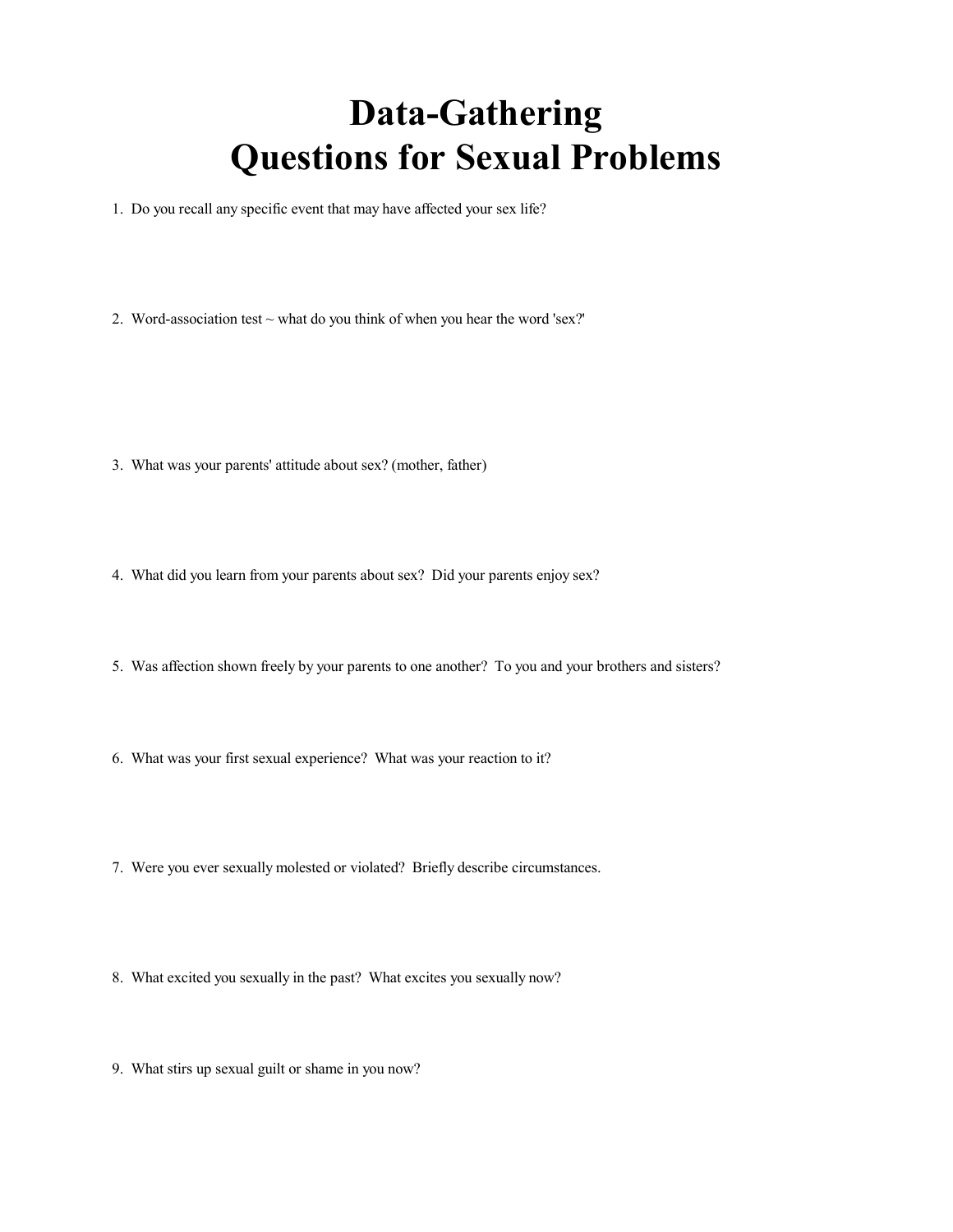# Data-Gathering
# Questions for Sexual Problems

1. Do you recall any specific event that may have affected your sex life?

2. Word-association test ~ what do you think of when you hear the word 'sex?'

3. What was your parents' attitude about sex? (mother, father)

4. What did you learn from your parents about sex? Did your parents enjoy sex?

5. Was affection shown freely by your parents to one another? To you and your brothers and sisters?

6. What was your first sexual experience? What was your reaction to it?

7. Were you ever sexually molested or violated? Briefly describe circumstances.

8. What excited you sexually in the past? What excites you sexually now?

9. What stirs up sexual guilt or shame in you now?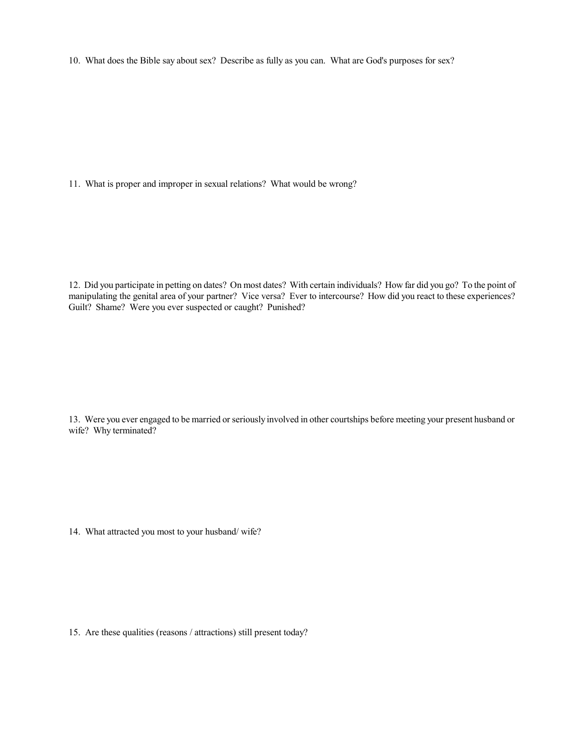10. What does the Bible say about sex? Describe as fully as you can. What are God's purposes for sex?

11. What is proper and improper in sexual relations? What would be wrong?

12. Did you participate in petting on dates? On most dates? With certain individuals? How far did you go? To the point of manipulating the genital area of your partner? Vice versa? Ever to intercourse? How did you react to these experiences? Guilt? Shame? Were you ever suspected or caught? Punished?

13. Were you ever engaged to be married or seriously involved in other courtships before meeting your present husband or wife? Why terminated?

14. What attracted you most to your husband/ wife?

15. Are these qualities (reasons / attractions) still present today?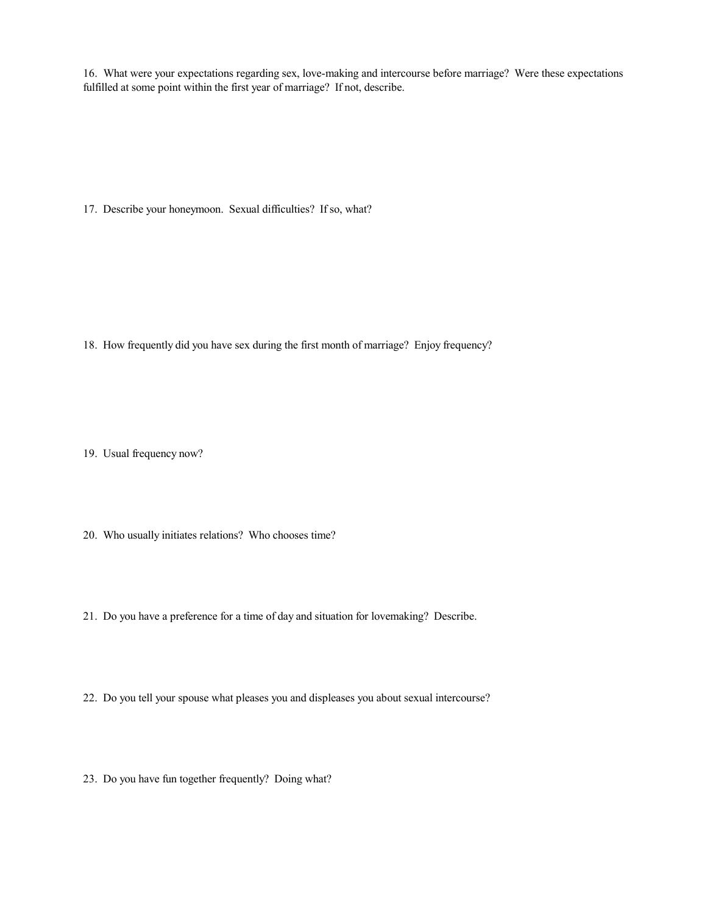16. What were your expectations regarding sex, love-making and intercourse before marriage? Were these expectations fulfilled at some point within the first year of marriage? If not, describe.

17. Describe your honeymoon. Sexual difficulties? If so, what?

18. How frequently did you have sex during the first month of marriage? Enjoy frequency?

19. Usual frequency now?

20. Who usually initiates relations? Who chooses time?

21. Do you have a preference for a time of day and situation for lovemaking? Describe.

22. Do you tell your spouse what pleases you and displeases you about sexual intercourse?

23. Do you have fun together frequently? Doing what?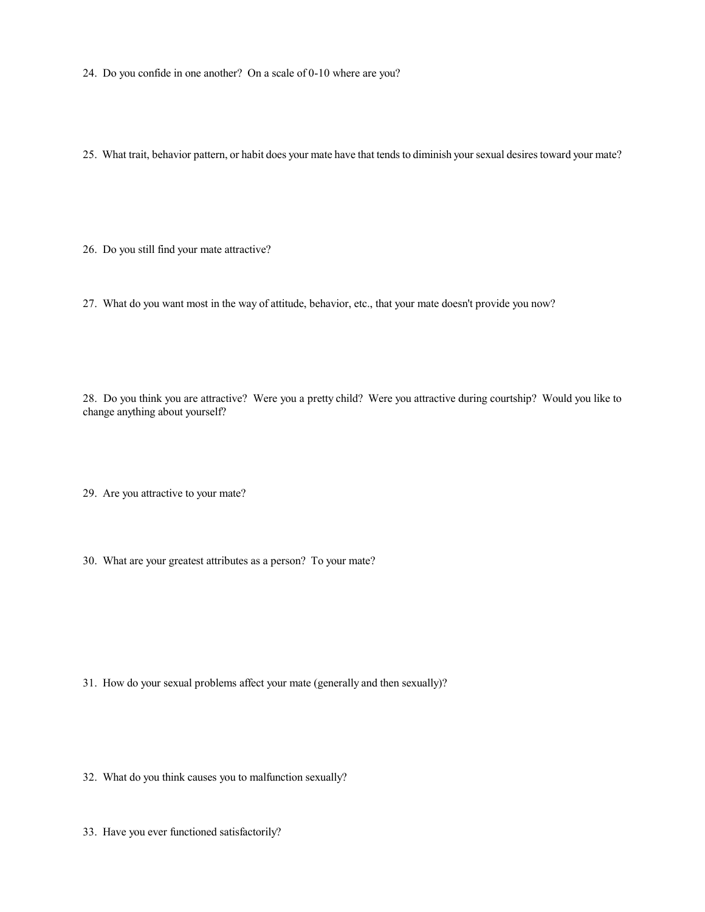24. Do you confide in one another? On a scale of 0-10 where are you?

25. What trait, behavior pattern, or habit does your mate have that tends to diminish your sexual desires toward your mate?

26. Do you still find your mate attractive?

27. What do you want most in the way of attitude, behavior, etc., that your mate doesn't provide you now?

28. Do you think you are attractive? Were you a pretty child? Were you attractive during courtship? Would you like to change anything about yourself?

29. Are you attractive to your mate?

30. What are your greatest attributes as a person? To your mate?

31. How do your sexual problems affect your mate (generally and then sexually)?

32. What do you think causes you to malfunction sexually?

33. Have you ever functioned satisfactorily?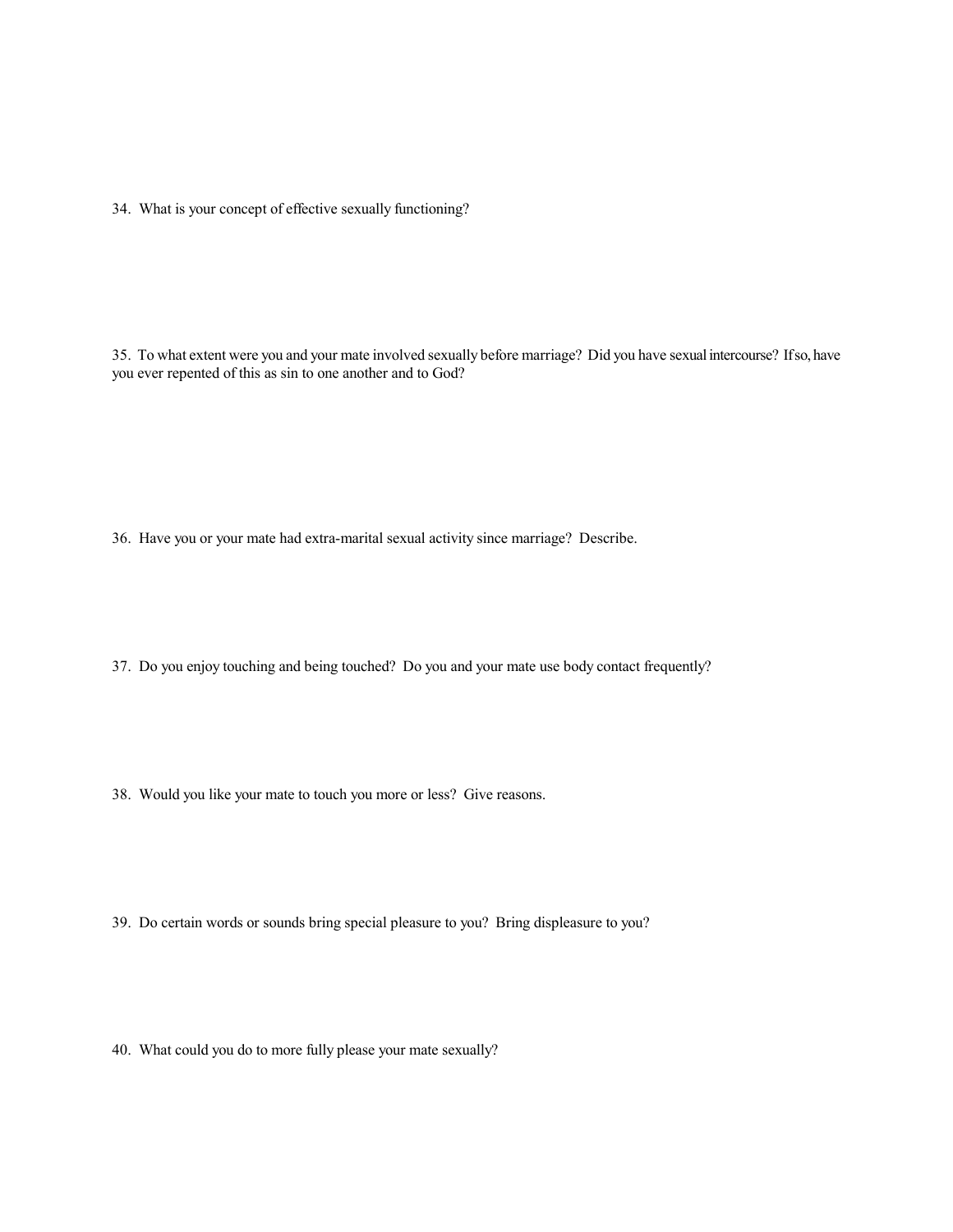34. What is your concept of effective sexually functioning?

35. To what extent were you and your mate involved sexually before marriage? Did you have sexual intercourse? If so, have you ever repented of this as sin to one another and to God?

36. Have you or your mate had extra-marital sexual activity since marriage? Describe.

37. Do you enjoy touching and being touched? Do you and your mate use body contact frequently?

38. Would you like your mate to touch you more or less? Give reasons.

39. Do certain words or sounds bring special pleasure to you? Bring displeasure to you?

40. What could you do to more fully please your mate sexually?